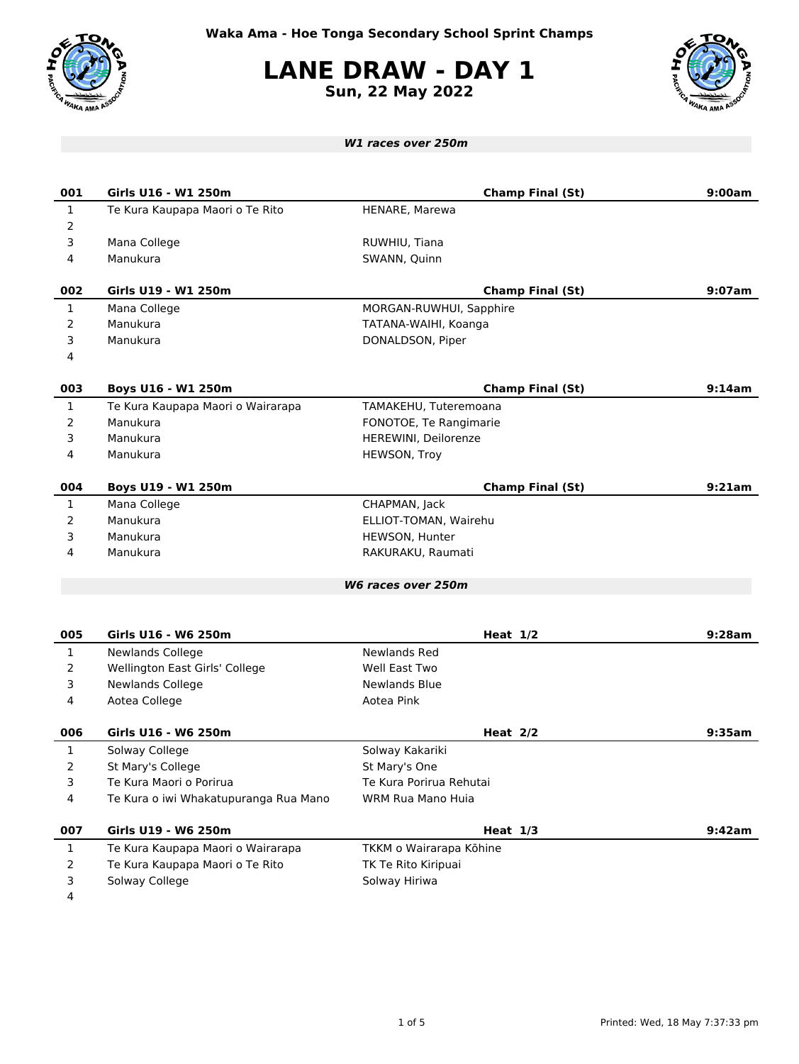Waka Ama - Hoe Tonga Secondary School Sprint Champs

# LANE DRAW - DAY 1

**Sun, 22 May 2022**

***W1 races over 250m***

| 001 | Girls U16 - W1 250m | Champ Final (St) | 9:00am |
|---|---|---|---|
| 1 | Te Kura Kaupapa Maori o Te Rito | HENARE, Marewa | |
| 2 | | | |
| 3 | Mana College | RUWHIU, Tiana | |
| 4 | Manukura | SWANN, Quinn | |

| 002 | Girls U19 - W1 250m | Champ Final (St) | 9:07am |
|---|---|---|---|
| 1 | Mana College | MORGAN-RUWHUI, Sapphire | |
| 2 | Manukura | TATANA-WAIHI, Koanga | |
| 3 | Manukura | DONALDSON, Piper | |
| 4 | | | |

| 003 | Boys U16 - W1 250m | Champ Final (St) | 9:14am |
|---|---|---|---|
| 1 | Te Kura Kaupapa Maori o Wairarapa | TAMAKEHU, Tuteremoana | |
| 2 | Manukura | FONOTOE, Te Rangimarie | |
| 3 | Manukura | HEREWINI, Deilorenze | |
| 4 | Manukura | HEWSON, Troy | |

| 004 | Boys U19 - W1 250m | Champ Final (St) | 9:21am |
|---|---|---|---|
| 1 | Mana College | CHAPMAN, Jack | |
| 2 | Manukura | ELLIOT-TOMAN, Wairehu | |
| 3 | Manukura | HEWSON, Hunter | |
| 4 | Manukura | RAKURAKU, Raumati | |

***W6 races over 250m***

| 005 | Girls U16 - W6 250m | Heat 1/2 | 9:28am |
|---|---|---|---|
| 1 | Newlands College | Newlands Red | |
| 2 | Wellington East Girls' College | Well East Two | |
| 3 | Newlands College | Newlands Blue | |
| 4 | Aotea College | Aotea Pink | |

| 006 | Girls U16 - W6 250m | Heat 2/2 | 9:35am |
|---|---|---|---|
| 1 | Solway College | Solway Kakariki | |
| 2 | St Mary's College | St Mary's One | |
| 3 | Te Kura Maori o Porirua | Te Kura Porirua Rehutai | |
| 4 | Te Kura o iwi Whakatupuranga Rua Mano | WRM Rua Mano Huia | |

| 007 | Girls U19 - W6 250m | Heat 1/3 | 9:42am |
|---|---|---|---|
| 1 | Te Kura Kaupapa Maori o Wairarapa | TKKM o Wairarapa Kōhine | |
| 2 | Te Kura Kaupapa Maori o Te Rito | TK Te Rito Kiripuai | |
| 3 | Solway College | Solway Hiriwa | |
| 4 | | | |

Printed: Wed, 18 May 7:37:33 pm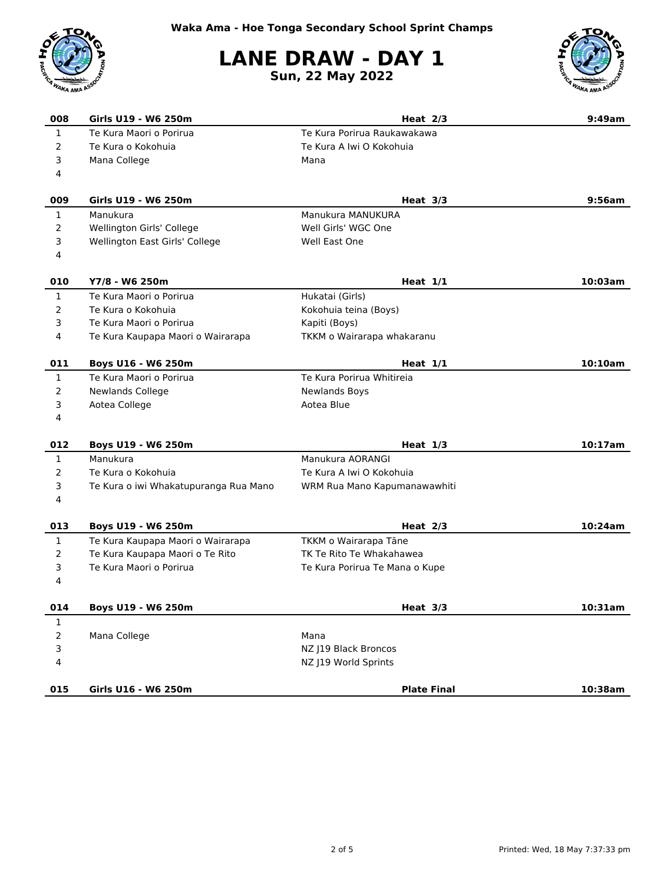Waka Ama - Hoe Tonga Secondary School Sprint Champs

# LANE DRAW - DAY 1

**Sun, 22 May 2022**

| 008 | Girls U19 - W6 250m | Heat 2/3 | 9:49am |
|---|---|---|---|
| 1 | Te Kura Maori o Porirua | Te Kura Porirua Raukawakawa | |
| 2 | Te Kura o Kokohuia | Te Kura A Iwi O Kokohuia | |
| 3 | Mana College | Mana | |
| 4 | | | |

| 009 | Girls U19 - W6 250m | Heat 3/3 | 9:56am |
|---|---|---|---|
| 1 | Manukura | Manukura MANUKURA | |
| 2 | Wellington Girls' College | Well Girls' WGC One | |
| 3 | Wellington East Girls' College | Well East One | |
| 4 | | | |

| 010 | Y7/8 - W6 250m | Heat 1/1 | 10:03am |
|---|---|---|---|
| 1 | Te Kura Maori o Porirua | Hukatai (Girls) | |
| 2 | Te Kura o Kokohuia | Kokohuia teina (Boys) | |
| 3 | Te Kura Maori o Porirua | Kapiti (Boys) | |
| 4 | Te Kura Kaupapa Maori o Wairarapa | TKKM o Wairarapa whakaranu | |

| 011 | Boys U16 - W6 250m | Heat 1/1 | 10:10am |
|---|---|---|---|
| 1 | Te Kura Maori o Porirua | Te Kura Porirua Whitireia | |
| 2 | Newlands College | Newlands Boys | |
| 3 | Aotea College | Aotea Blue | |
| 4 | | | |

| 012 | Boys U19 - W6 250m | Heat 1/3 | 10:17am |
|---|---|---|---|
| 1 | Manukura | Manukura AORANGI | |
| 2 | Te Kura o Kokohuia | Te Kura A Iwi O Kokohuia | |
| 3 | Te Kura o iwi Whakatupuranga Rua Mano | WRM Rua Mano Kapumanawawhiti | |
| 4 | | | |

| 013 | Boys U19 - W6 250m | Heat 2/3 | 10:24am |
|---|---|---|---|
| 1 | Te Kura Kaupapa Maori o Wairarapa | TKKM o Wairarapa Tāne | |
| 2 | Te Kura Kaupapa Maori o Te Rito | TK Te Rito Te Whakahawea | |
| 3 | Te Kura Maori o Porirua | Te Kura Porirua Te Mana o Kupe | |
| 4 | | | |

| 014 | Boys U19 - W6 250m | Heat 3/3 | 10:31am |
|---|---|---|---|
| 1 | | | |
| 2 | Mana College | Mana | |
| 3 | | NZ J19 Black Broncos | |
| 4 | | NZ J19 World Sprints | |

| 015 | Girls U16 - W6 250m | Plate Final | 10:38am |
|---|---|---|---|

Printed: Wed, 18 May 7:37:33 pm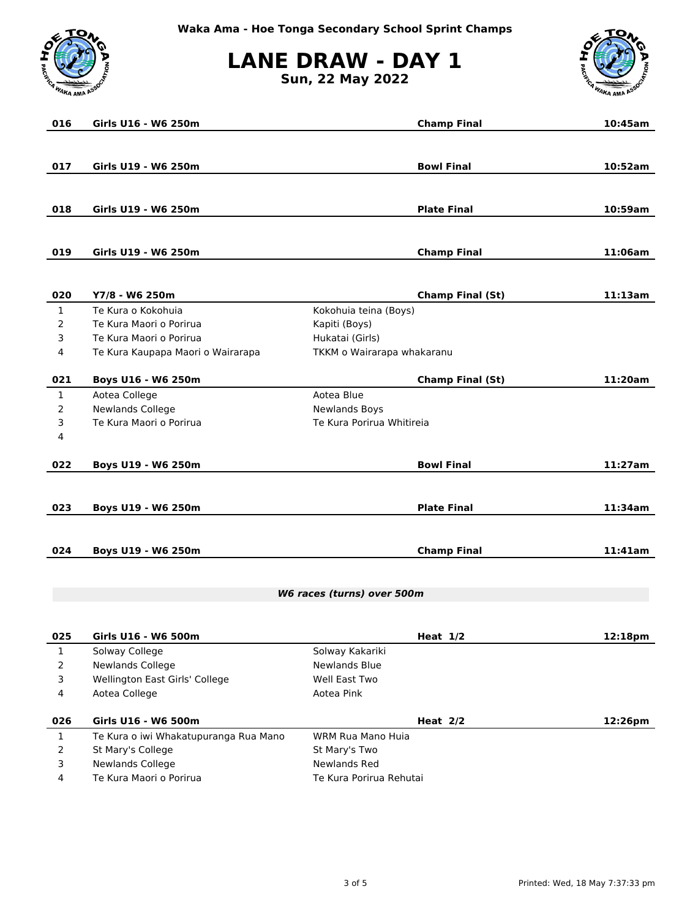Waka Ama - Hoe Tonga Secondary School Sprint Champs

# LANE DRAW - DAY 1

**Sun, 22 May 2022**

| **016** | **Girls U16 - W6 250m** | **Champ Final** | **10:45am** |
|---|---|---|---|

| **017** | **Girls U19 - W6 250m** | **Bowl Final** | **10:52am** |
|---|---|---|---|

| **018** | **Girls U19 - W6 250m** | **Plate Final** | **10:59am** |
|---|---|---|---|

| **019** | **Girls U19 - W6 250m** | **Champ Final** | **11:06am** |
|---|---|---|---|

| **020** | **Y7/8 - W6 250m** | **Champ Final (St)** | **11:13am** |
|---|---|---|---|
| 1 | Te Kura o Kokohuia | Kokohuia teina (Boys) | |
| 2 | Te Kura Maori o Porirua | Kapiti (Boys) | |
| 3 | Te Kura Maori o Porirua | Hukatai (Girls) | |
| 4 | Te Kura Kaupapa Maori o Wairarapa | TKKM o Wairarapa whakaranu | |

| **021** | **Boys U16 - W6 250m** | **Champ Final (St)** | **11:20am** |
|---|---|---|---|
| 1 | Aotea College | Aotea Blue | |
| 2 | Newlands College | Newlands Boys | |
| 3 | Te Kura Maori o Porirua | Te Kura Porirua Whitireia | |
| 4 | | | |

| **022** | **Boys U19 - W6 250m** | **Bowl Final** | **11:27am** |
|---|---|---|---|

| **023** | **Boys U19 - W6 250m** | **Plate Final** | **11:34am** |
|---|---|---|---|

| **024** | **Boys U19 - W6 250m** | **Champ Final** | **11:41am** |
|---|---|---|---|

***W6 races (turns) over 500m***

| **025** | **Girls U16 - W6 500m** | **Heat 1/2** | **12:18pm** |
|---|---|---|---|
| 1 | Solway College | Solway Kakariki | |
| 2 | Newlands College | Newlands Blue | |
| 3 | Wellington East Girls' College | Well East Two | |
| 4 | Aotea College | Aotea Pink | |

| **026** | **Girls U16 - W6 500m** | **Heat 2/2** | **12:26pm** |
|---|---|---|---|
| 1 | Te Kura o iwi Whakatupuranga Rua Mano | WRM Rua Mano Huia | |
| 2 | St Mary's College | St Mary's Two | |
| 3 | Newlands College | Newlands Red | |
| 4 | Te Kura Maori o Porirua | Te Kura Porirua Rehutai | |

Printed: Wed, 18 May 7:37:33 pm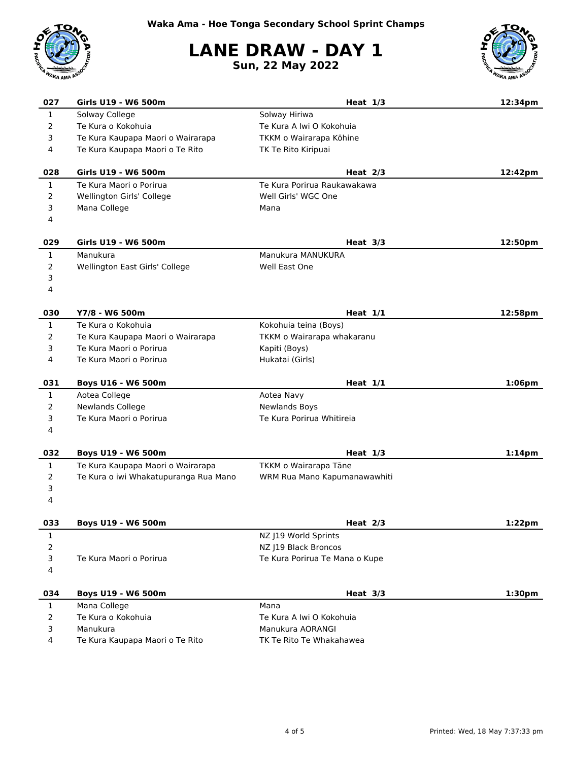Waka Ama - Hoe Tonga Secondary School Sprint Champs

# LANE DRAW - DAY 1

**Sun, 22 May 2022**

| 027 | Girls U19 - W6 500m | Heat 1/3 | 12:34pm |
|---|---|---|---|
| 1 | Solway College | Solway Hiriwa | |
| 2 | Te Kura o Kokohuia | Te Kura A Iwi O Kokohuia | |
| 3 | Te Kura Kaupapa Maori o Wairarapa | TKKM o Wairarapa Kōhine | |
| 4 | Te Kura Kaupapa Maori o Te Rito | TK Te Rito Kiripuai | |

| 028 | Girls U19 - W6 500m | Heat 2/3 | 12:42pm |
|---|---|---|---|
| 1 | Te Kura Maori o Porirua | Te Kura Porirua Raukawakawa | |
| 2 | Wellington Girls' College | Well Girls' WGC One | |
| 3 | Mana College | Mana | |
| 4 | | | |

| 029 | Girls U19 - W6 500m | Heat 3/3 | 12:50pm |
|---|---|---|---|
| 1 | Manukura | Manukura MANUKURA | |
| 2 | Wellington East Girls' College | Well East One | |
| 3 | | | |
| 4 | | | |

| 030 | Y7/8 - W6 500m | Heat 1/1 | 12:58pm |
|---|---|---|---|
| 1 | Te Kura o Kokohuia | Kokohuia teina (Boys) | |
| 2 | Te Kura Kaupapa Maori o Wairarapa | TKKM o Wairarapa whakaranu | |
| 3 | Te Kura Maori o Porirua | Kapiti (Boys) | |
| 4 | Te Kura Maori o Porirua | Hukatai (Girls) | |

| 031 | Boys U16 - W6 500m | Heat 1/1 | 1:06pm |
|---|---|---|---|
| 1 | Aotea College | Aotea Navy | |
| 2 | Newlands College | Newlands Boys | |
| 3 | Te Kura Maori o Porirua | Te Kura Porirua Whitireia | |
| 4 | | | |

| 032 | Boys U19 - W6 500m | Heat 1/3 | 1:14pm |
|---|---|---|---|
| 1 | Te Kura Kaupapa Maori o Wairarapa | TKKM o Wairarapa Tāne | |
| 2 | Te Kura o iwi Whakatupuranga Rua Mano | WRM Rua Mano Kapumanawawhiti | |
| 3 | | | |
| 4 | | | |

| 033 | Boys U19 - W6 500m | Heat 2/3 | 1:22pm |
|---|---|---|---|
| 1 | | NZ J19 World Sprints | |
| 2 | | NZ J19 Black Broncos | |
| 3 | Te Kura Maori o Porirua | Te Kura Porirua Te Mana o Kupe | |
| 4 | | | |

| 034 | Boys U19 - W6 500m | Heat 3/3 | 1:30pm |
|---|---|---|---|
| 1 | Mana College | Mana | |
| 2 | Te Kura o Kokohuia | Te Kura A Iwi O Kokohuia | |
| 3 | Manukura | Manukura AORANGI | |
| 4 | Te Kura Kaupapa Maori o Te Rito | TK Te Rito Te Whakahawea | |

Printed: Wed, 18 May 7:37:33 pm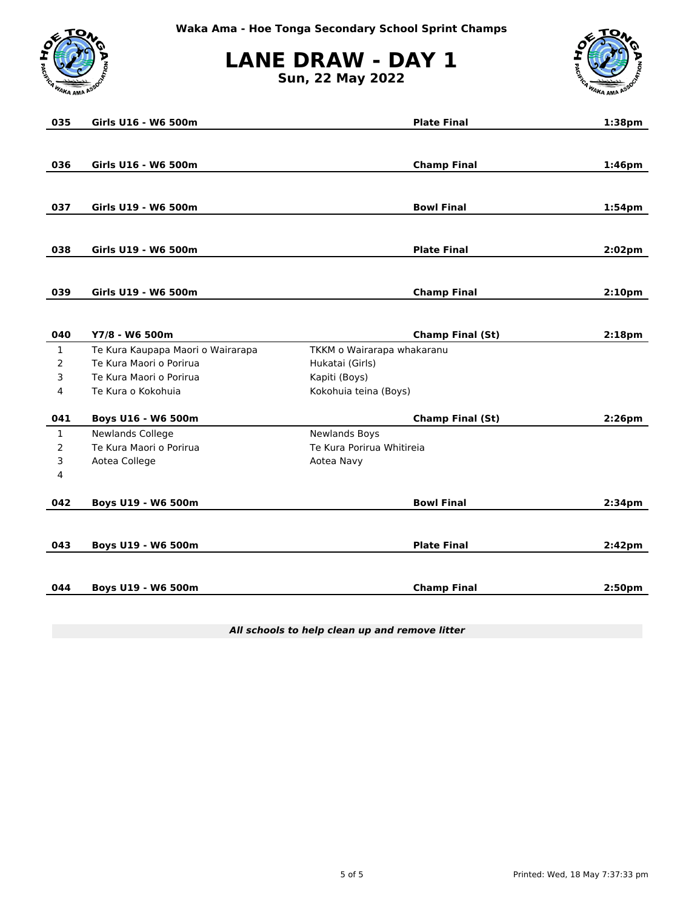Waka Ama - Hoe Tonga Secondary School Sprint Champs

# LANE DRAW - DAY 1

**Sun, 22 May 2022**

| | | | |
|---|---|---|---|
| **035** | **Girls U16 - W6 500m** | **Plate Final** | **1:38pm** |

| | | | |
|---|---|---|---|
| **036** | **Girls U16 - W6 500m** | **Champ Final** | **1:46pm** |

| | | | |
|---|---|---|---|
| **037** | **Girls U19 - W6 500m** | **Bowl Final** | **1:54pm** |

| | | | |
|---|---|---|---|
| **038** | **Girls U19 - W6 500m** | **Plate Final** | **2:02pm** |

| | | | |
|---|---|---|---|
| **039** | **Girls U19 - W6 500m** | **Champ Final** | **2:10pm** |

| **040** | **Y7/8 - W6 500m** | **Champ Final (St)** | **2:18pm** |
|---|---|---|---|
| 1 | Te Kura Kaupapa Maori o Wairarapa | TKKM o Wairarapa whakaranu | |
| 2 | Te Kura Maori o Porirua | Hukatai (Girls) | |
| 3 | Te Kura Maori o Porirua | Kapiti (Boys) | |
| 4 | Te Kura o Kokohuia | Kokohuia teina (Boys) | |

| **041** | **Boys U16 - W6 500m** | **Champ Final (St)** | **2:26pm** |
|---|---|---|---|
| 1 | Newlands College | Newlands Boys | |
| 2 | Te Kura Maori o Porirua | Te Kura Porirua Whitireia | |
| 3 | Aotea College | Aotea Navy | |
| 4 | | | |

| | | | |
|---|---|---|---|
| **042** | **Boys U19 - W6 500m** | **Bowl Final** | **2:34pm** |

| | | | |
|---|---|---|---|
| **043** | **Boys U19 - W6 500m** | **Plate Final** | **2:42pm** |

| | | | |
|---|---|---|---|
| **044** | **Boys U19 - W6 500m** | **Champ Final** | **2:50pm** |

***All schools to help clean up and remove litter***

Printed: Wed, 18 May 7:37:33 pm